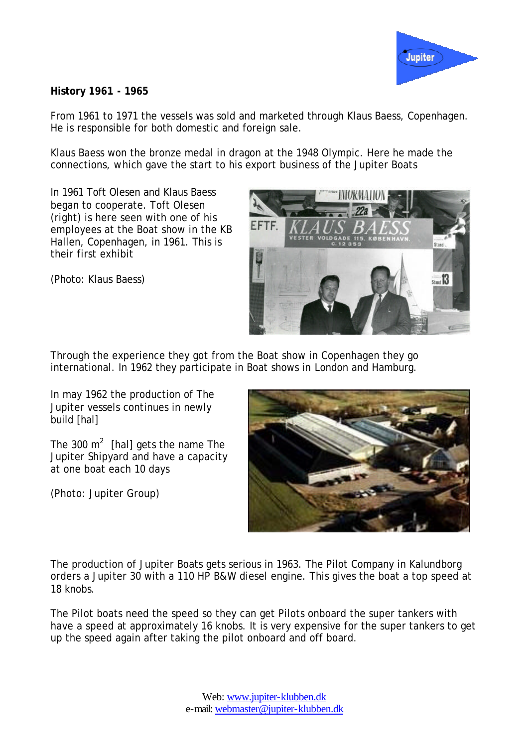## History 1961 - 1965

From 1961 to 1971 the vessels was sold and marketed through Klaus Baess, Copenhagen. He is responsible for both domestic and foreign sale.

Klaus Baess won the bronze medal in dragon at the 1948 Olympic. Here he made the connections, which gave the start to his export business of the Jupiter Boats

In 1961 Toft Olesen and Klaus Baess began to cooperate. Toft Olesen (right) is here seen with one of his employees at the Boat show in the KB Hallen, Copenhagen, in 1961. This is their first exhibit

(Photo: Klaus Baess)

Through the experience they got from the Boat show in Copenhagen they go international. In 1962 they participate in Boat shows in London and Hamburg.

In may 1962 the production of The Jupiter vessels continues in newly build [hal]

The 300 $m^2$ [hal] gets the name The Jupiter Shipyard and have a capacity at one boat each 10 days

(Photo: Jupiter Group)

The production of Jupiter Boats gets serious in 1963. The Pilot Company in Kalundborg orders a Jupiter 30 with a 110 HP B&W diesel engine. This gives the boat a top speed at 18 knobs.

The Pilot boats need the speed so they can get Pilots onboard the super tankers with have a speed at approximately 16 knobs. It is very expensive for the super tankers to get up the speed again after taking the pilot onboard and off board.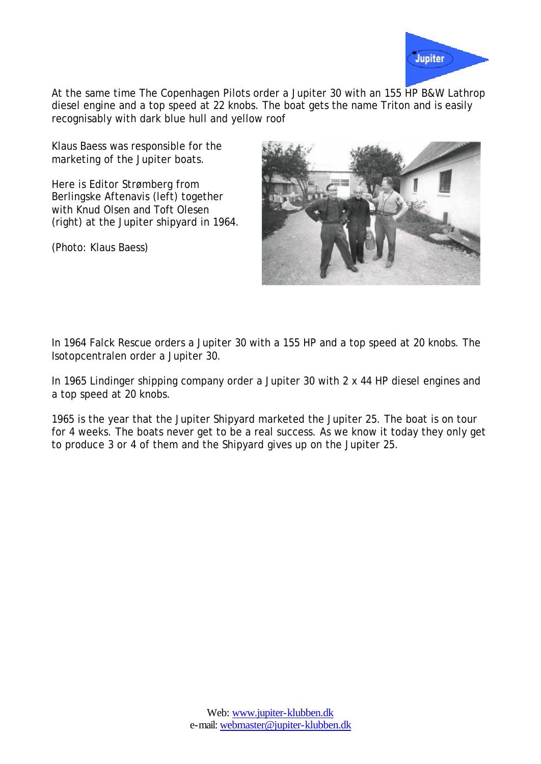At the same time The Copenhagen Pilots order a Jupiter 30 with an 155 HP B&W Lathrop diesel engine and a top speed at 22 knobs. The boat gets the name Triton and is easily recognisably with dark blue hull and yellow roof

Klaus Baess was responsible for the marketing of the Jupiter boats.

Here is Editor Strømberg from Berlingske Aftenavis (left) together with Knud Olsen and Toft Olesen (right) at the Jupiter shipyard in 1964.

(Photo: Klaus Baess)

In 1964 Falck Rescue orders a Jupiter 30 with a 155 HP and a top speed at 20 knobs. The Isotopcentralen order a Jupiter 30.

In 1965 Lindinger shipping company order a Jupiter 30 with 2 x 44 HP diesel engines and a top speed at 20 knobs.

1965 is the year that the Jupiter Shipyard marketed the Jupiter 25. The boat is on tour for 4 weeks. The boats never get to be a real success. As we know it today they only get to produce 3 or 4 of them and the Shipyard gives up on the Jupiter 25.